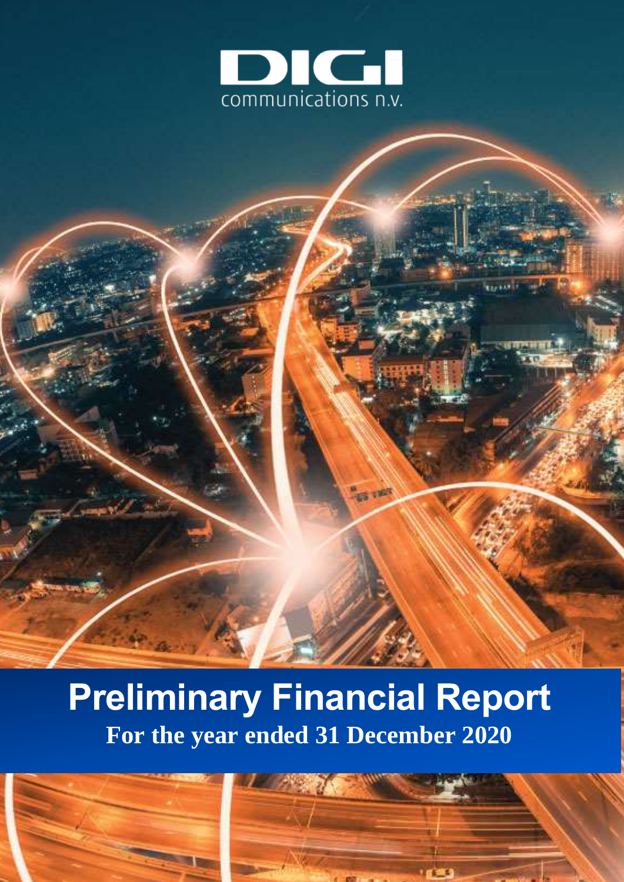DIGI communications n.v.

# Preliminary Financial Report

## For the year ended 31 December 2020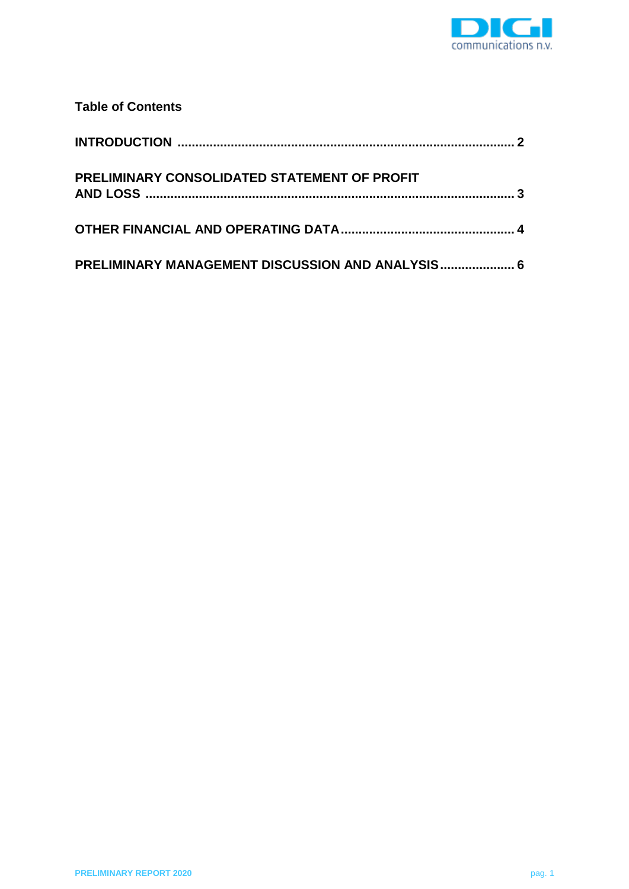**Table of Contents**

**INTRODUCTION** .......................................................................................... **2**

**PRELIMINARY CONSOLIDATED STATEMENT OF PROFIT AND LOSS** ...................................................................................................... **3**

**OTHER FINANCIAL AND OPERATING DATA** ................................................ **4**

**PRELIMINARY MANAGEMENT DISCUSSION AND ANALYSIS** .................... **6**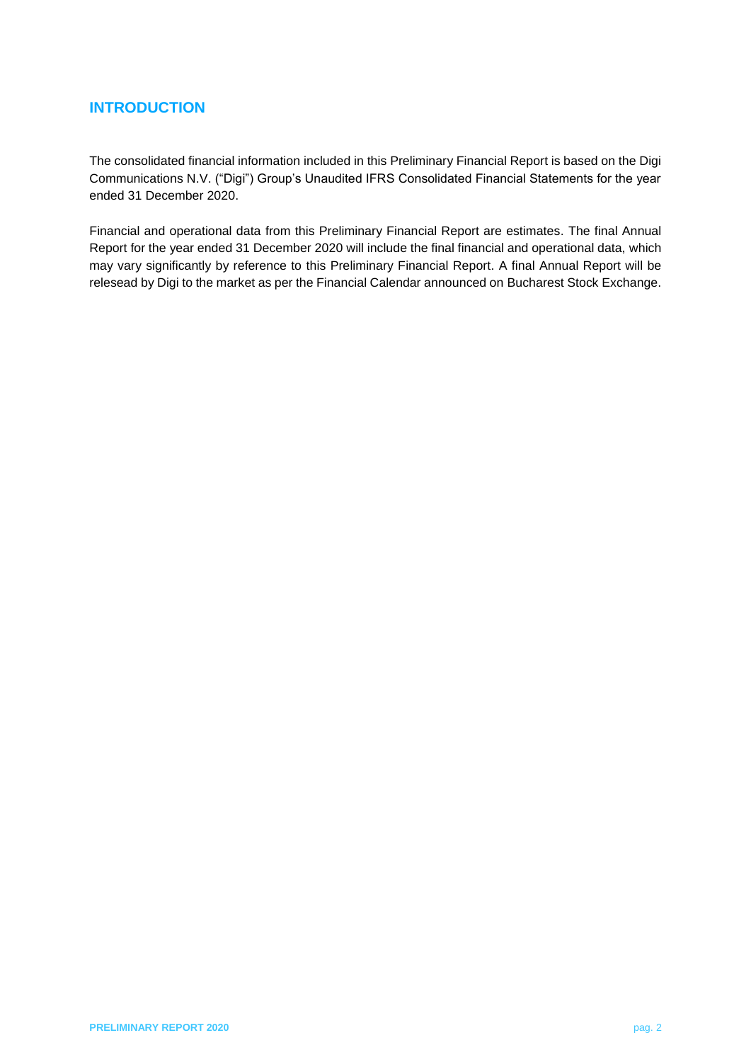## INTRODUCTION

The consolidated financial information included in this Preliminary Financial Report is based on the Digi Communications N.V. ("Digi") Group's Unaudited IFRS Consolidated Financial Statements for the year ended 31 December 2020.

Financial and operational data from this Preliminary Financial Report are estimates. The final Annual Report for the year ended 31 December 2020 will include the final financial and operational data, which may vary significantly by reference to this Preliminary Financial Report. A final Annual Report will be relesead by Digi to the market as per the Financial Calendar announced on Bucharest Stock Exchange.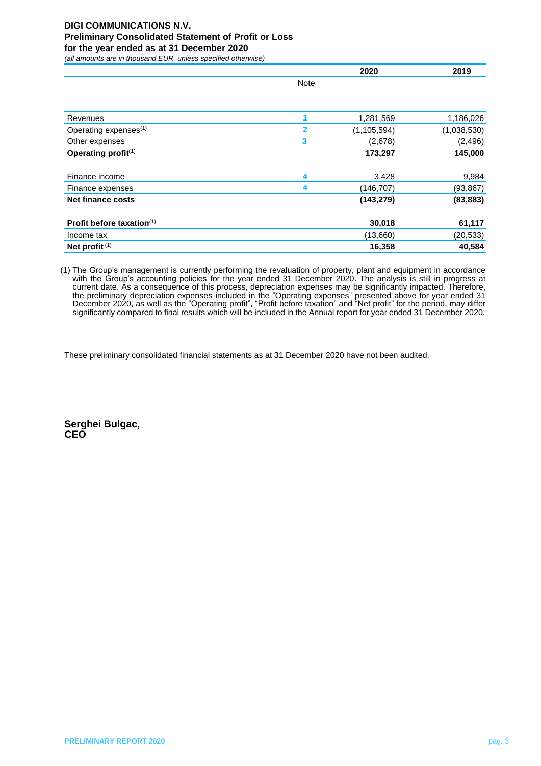**DIGI COMMUNICATIONS N.V.**
**Preliminary Consolidated Statement of Profit or Loss**
**for the year ended as at 31 December 2020**
*(all amounts are in thousand EUR, unless specified otherwise)*

| | Note | 2020 | 2019 |
|---|---|---|---|
| Revenues | 1 | 1,281,569 | 1,186,026 |
| Operating expenses[(1)] | 2 | (1,105,594) | (1,038,530) |
| Other expenses | 3 | (2,678) | (2,496) |
| **Operating profit[(1)]** | | **173,297** | **145,000** |
| Finance income | 4 | 3,428 | 9,984 |
| Finance expenses | 4 | (146,707) | (93,867) |
| **Net finance costs** | | **(143,279)** | **(83,883)** |
| **Profit before taxation[(1)]** | | **30,018** | **61,117** |
| Income tax | | (13,660) | (20,533) |
| **Net profit [(1)]** | | **16,358** | **40,584** |

(1) The Group's management is currently performing the revaluation of property, plant and equipment in accordance with the Group's accounting policies for the year ended 31 December 2020. The analysis is still in progress at current date. As a consequence of this process, depreciation expenses may be significantly impacted. Therefore, the preliminary depreciation expenses included in the "Operating expenses" presented above for year ended 31 December 2020, as well as the "Operating profit", "Profit before taxation" and "Net profit" for the period, may differ significantly compared to final results which will be included in the Annual report for year ended 31 December 2020.

These preliminary consolidated financial statements as at 31 December 2020 have not been audited.

**Serghei Bulgac,**
**CEO**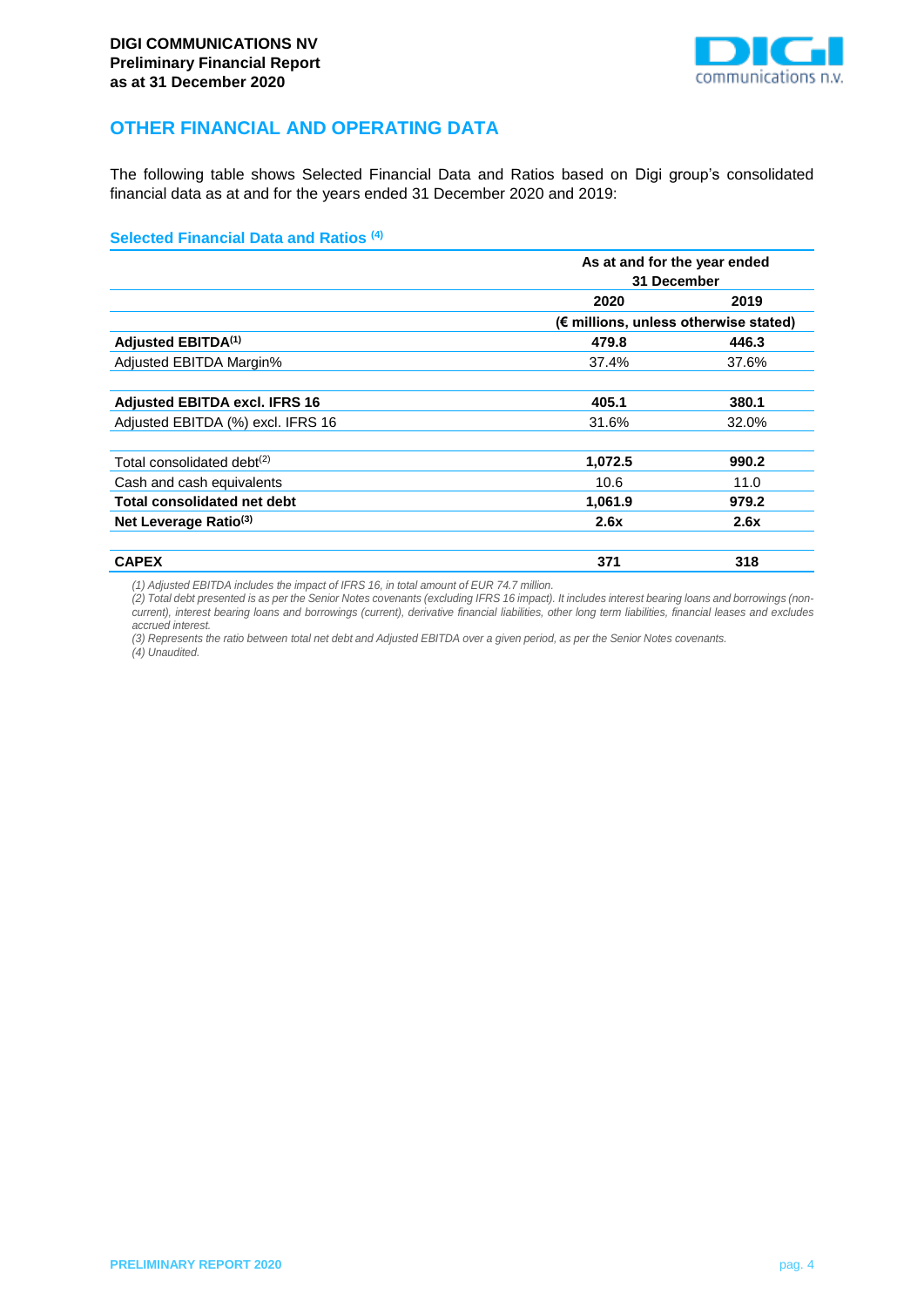## OTHER FINANCIAL AND OPERATING DATA

The following table shows Selected Financial Data and Ratios based on Digi group's consolidated financial data as at and for the years ended 31 December 2020 and 2019:

### Selected Financial Data and Ratios [(4)]

| | As at and for the year ended 31 December | |
|---|---|---|
| | **2020** | **2019** |
| | **(€ millions, unless otherwise stated)** | |
| **Adjusted EBITDA[(1)]** | **479.8** | **446.3** |
| Adjusted EBITDA Margin% | 37.4% | 37.6% |
| | | |
| **Adjusted EBITDA excl. IFRS 16** | **405.1** | **380.1** |
| Adjusted EBITDA (%) excl. IFRS 16 | 31.6% | 32.0% |
| | | |
| Total consolidated debt[(2)] | **1,072.5** | **990.2** |
| Cash and cash equivalents | 10.6 | 11.0 |
| **Total consolidated net debt** | **1,061.9** | **979.2** |
| **Net Leverage Ratio[(3)]** | **2.6x** | **2.6x** |
| | | |
| **CAPEX** | **371** | **318** |

*(1) Adjusted EBITDA includes the impact of IFRS 16, in total amount of EUR 74.7 million.*
*(2) Total debt presented is as per the Senior Notes covenants (excluding IFRS 16 impact). It includes interest bearing loans and borrowings (non-current), interest bearing loans and borrowings (current), derivative financial liabilities, other long term liabilities, financial leases and excludes accrued interest.*
*(3) Represents the ratio between total net debt and Adjusted EBITDA over a given period, as per the Senior Notes covenants.*
*(4) Unaudited.*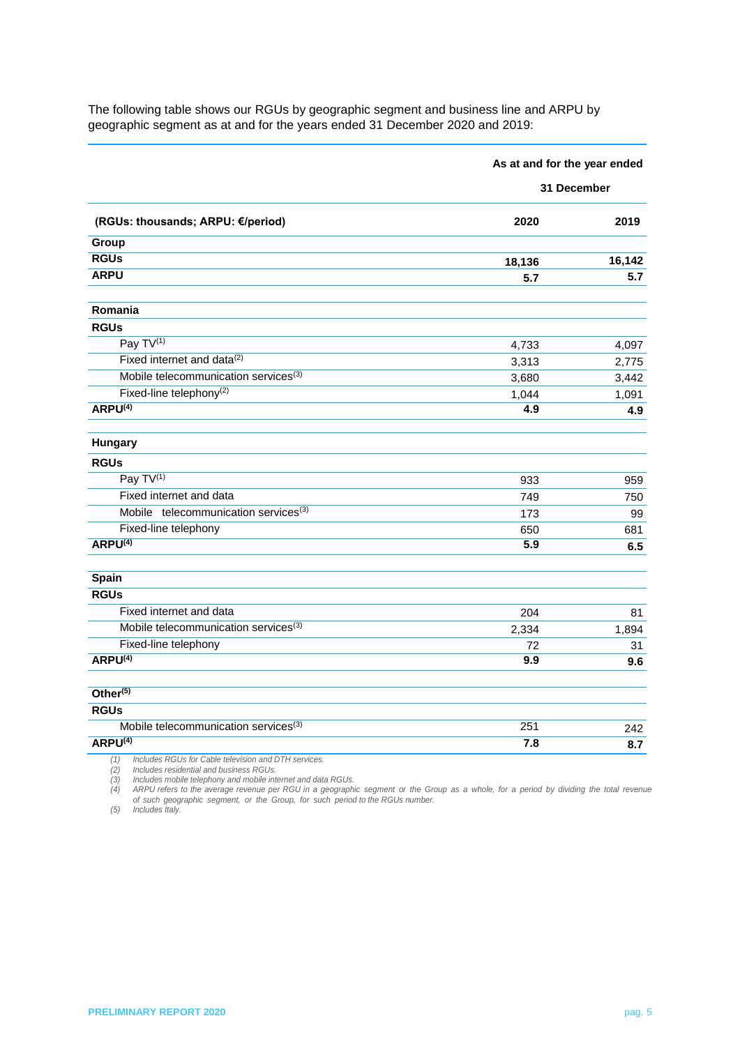The following table shows our RGUs by geographic segment and business line and ARPU by geographic segment as at and for the years ended 31 December 2020 and 2019:

| | As at and for the year ended 31 December | |
|---|---|---|
| **(RGUs: thousands; ARPU: €/period)** | **2020** | **2019** |
| **Group** | | |
| **RGUs** | **18,136** | **16,142** |
| **ARPU** | **5.7** | **5.7** |
| | | |
| **Romania** | | |
| **RGUs** | | |
| Pay TV[1] | 4,733 | 4,097 |
| Fixed internet and data[2] | 3,313 | 2,775 |
| Mobile telecommunication services[3] | 3,680 | 3,442 |
| Fixed-line telephony[2] | 1,044 | 1,091 |
| **ARPU[4]** | **4.9** | **4.9** |
| | | |
| **Hungary** | | |
| **RGUs** | | |
| Pay TV[1] | 933 | 959 |
| Fixed internet and data | 749 | 750 |
| Mobile telecommunication services[3] | 173 | 99 |
| Fixed-line telephony | 650 | 681 |
| **ARPU[4]** | **5.9** | **6.5** |
| | | |
| **Spain** | | |
| **RGUs** | | |
| Fixed internet and data | 204 | 81 |
| Mobile telecommunication services[3] | 2,334 | 1,894 |
| Fixed-line telephony | 72 | 31 |
| **ARPU[4]** | **9.9** | **9.6** |
| | | |
| **Other[5]** | | |
| **RGUs** | | |
| Mobile telecommunication services[3] | 251 | 242 |
| **ARPU[4]** | **7.8** | **8.7** |

*(1) Includes RGUs for Cable television and DTH services.*
*(2) Includes residential and business RGUs.*
*(3) Includes mobile telephony and mobile internet and data RGUs.*
*(4) ARPU refers to the average revenue per RGU in a geographic segment or the Group as a whole, for a period by dividing the total revenue of such geographic segment, or the Group, for such period to the RGUs number.*
*(5) Includes Italy.*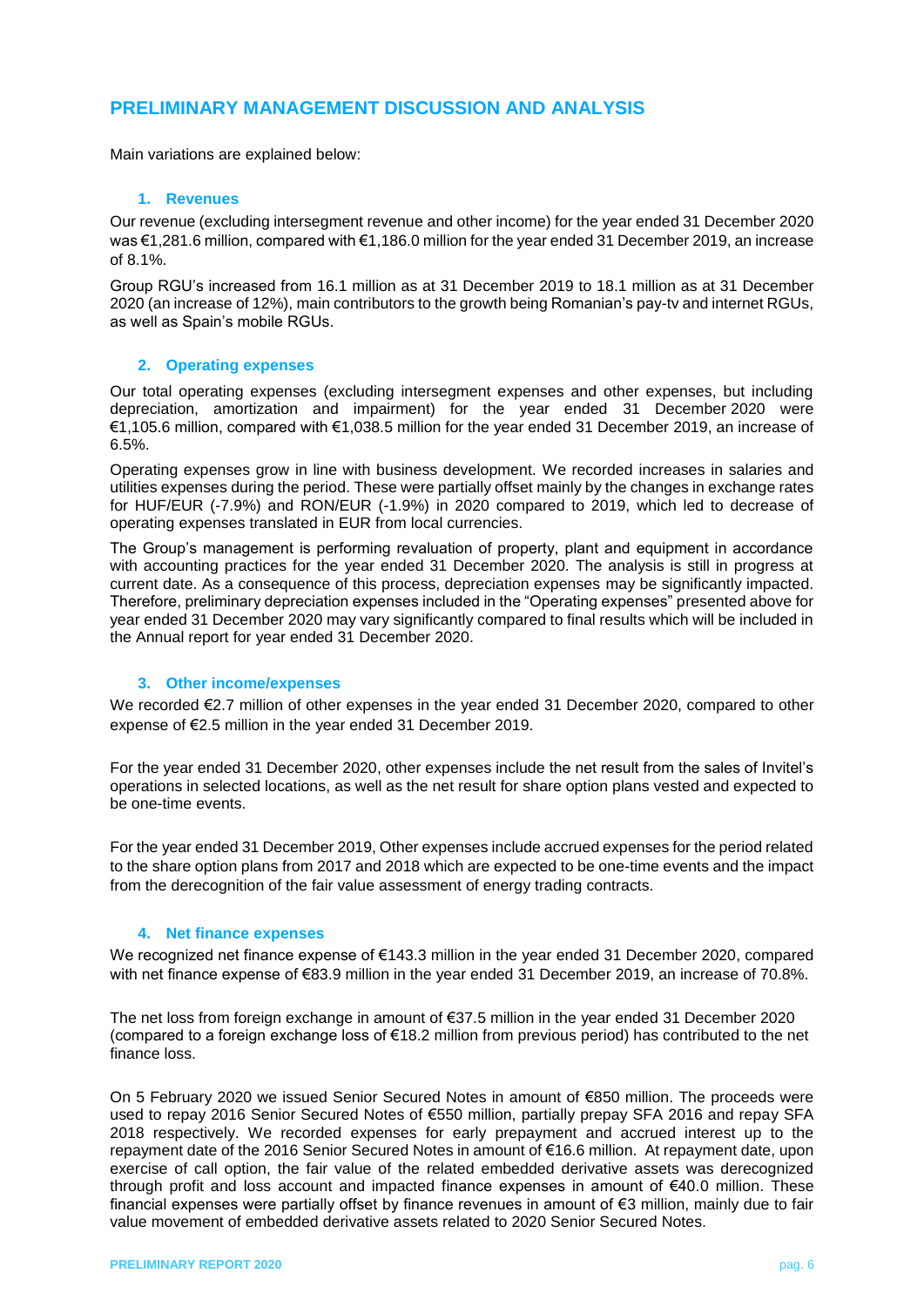## PRELIMINARY MANAGEMENT DISCUSSION AND ANALYSIS

Main variations are explained below:

### 1. Revenues

Our revenue (excluding intersegment revenue and other income) for the year ended 31 December 2020 was €1,281.6 million, compared with €1,186.0 million for the year ended 31 December 2019, an increase of 8.1%.

Group RGU's increased from 16.1 million as at 31 December 2019 to 18.1 million as at 31 December 2020 (an increase of 12%), main contributors to the growth being Romanian's pay-tv and internet RGUs, as well as Spain's mobile RGUs.

### 2. Operating expenses

Our total operating expenses (excluding intersegment expenses and other expenses, but including depreciation, amortization and impairment) for the year ended 31 December 2020 were €1,105.6 million, compared with €1,038.5 million for the year ended 31 December 2019, an increase of 6.5%.

Operating expenses grow in line with business development. We recorded increases in salaries and utilities expenses during the period. These were partially offset mainly by the changes in exchange rates for HUF/EUR (-7.9%) and RON/EUR (-1.9%) in 2020 compared to 2019, which led to decrease of operating expenses translated in EUR from local currencies.

The Group's management is performing revaluation of property, plant and equipment in accordance with accounting practices for the year ended 31 December 2020. The analysis is still in progress at current date. As a consequence of this process, depreciation expenses may be significantly impacted. Therefore, preliminary depreciation expenses included in the "Operating expenses" presented above for year ended 31 December 2020 may vary significantly compared to final results which will be included in the Annual report for year ended 31 December 2020.

### 3. Other income/expenses

We recorded €2.7 million of other expenses in the year ended 31 December 2020, compared to other expense of €2.5 million in the year ended 31 December 2019.

For the year ended 31 December 2020, other expenses include the net result from the sales of Invitel's operations in selected locations, as well as the net result for share option plans vested and expected to be one-time events.

For the year ended 31 December 2019, Other expenses include accrued expenses for the period related to the share option plans from 2017 and 2018 which are expected to be one-time events and the impact from the derecognition of the fair value assessment of energy trading contracts.

### 4. Net finance expenses

We recognized net finance expense of €143.3 million in the year ended 31 December 2020, compared with net finance expense of €83.9 million in the year ended 31 December 2019, an increase of 70.8%.

The net loss from foreign exchange in amount of €37.5 million in the year ended 31 December 2020 (compared to a foreign exchange loss of €18.2 million from previous period) has contributed to the net finance loss.

On 5 February 2020 we issued Senior Secured Notes in amount of €850 million. The proceeds were used to repay 2016 Senior Secured Notes of €550 million, partially prepay SFA 2016 and repay SFA 2018 respectively. We recorded expenses for early prepayment and accrued interest up to the repayment date of the 2016 Senior Secured Notes in amount of €16.6 million. At repayment date, upon exercise of call option, the fair value of the related embedded derivative assets was derecognized through profit and loss account and impacted finance expenses in amount of €40.0 million. These financial expenses were partially offset by finance revenues in amount of €3 million, mainly due to fair value movement of embedded derivative assets related to 2020 Senior Secured Notes.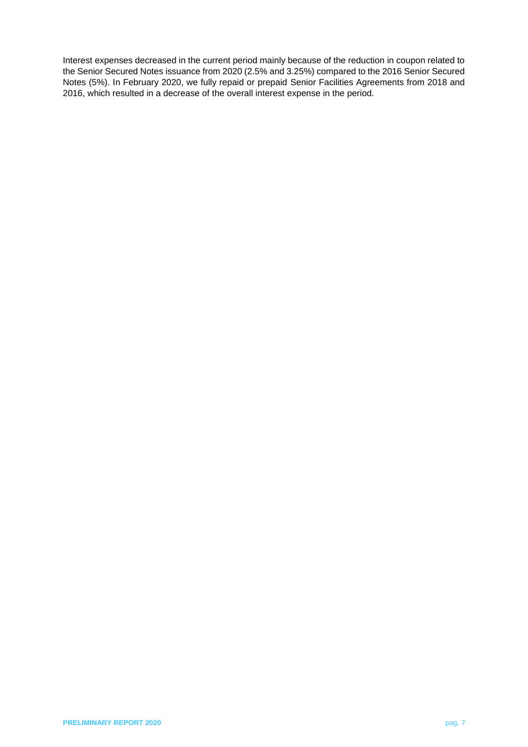Interest expenses decreased in the current period mainly because of the reduction in coupon related to the Senior Secured Notes issuance from 2020 (2.5% and 3.25%) compared to the 2016 Senior Secured Notes (5%). In February 2020, we fully repaid or prepaid Senior Facilities Agreements from 2018 and 2016, which resulted in a decrease of the overall interest expense in the period.